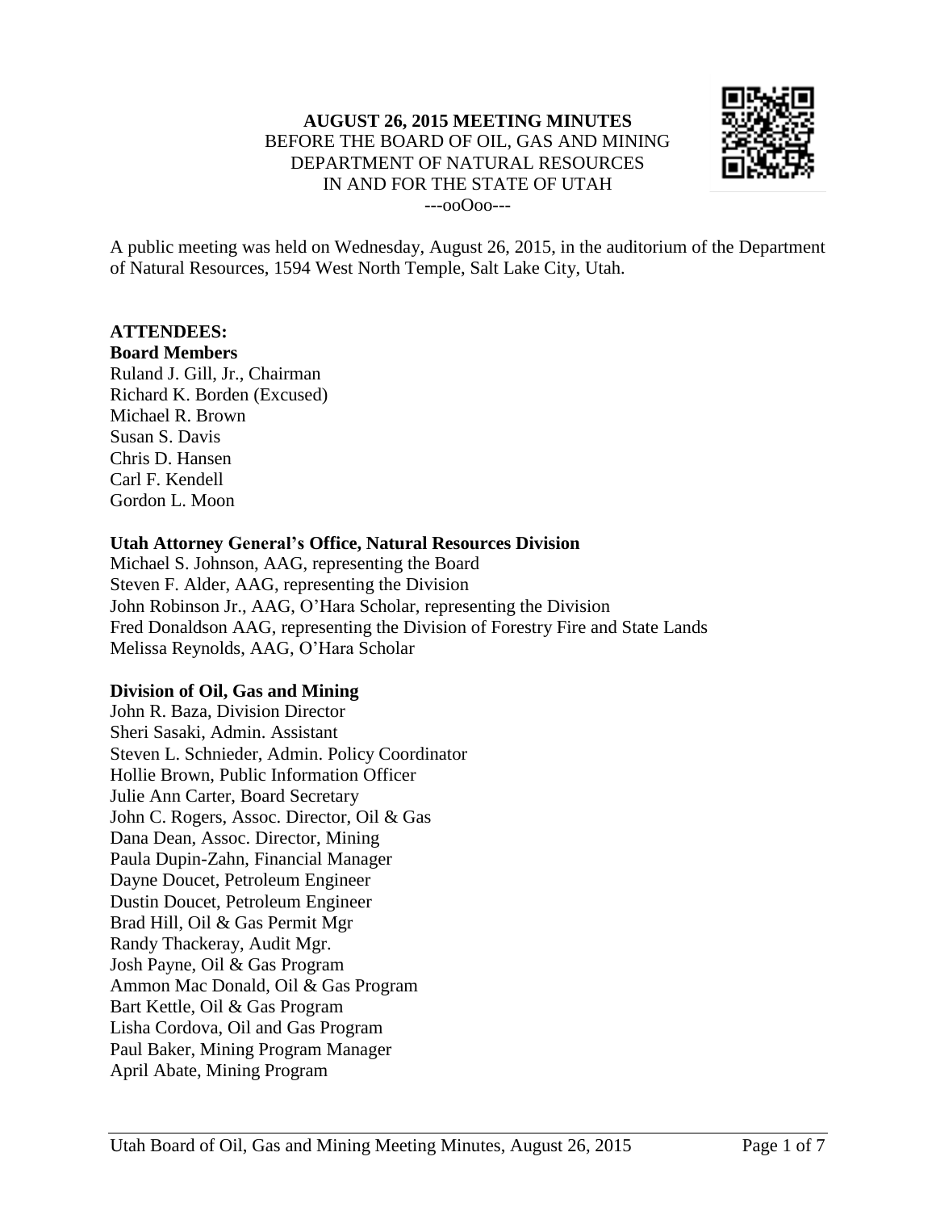**AUGUST 26, 2015 MEETING MINUTES**
BEFORE THE BOARD OF OIL, GAS AND MINING
DEPARTMENT OF NATURAL RESOURCES
IN AND FOR THE STATE OF UTAH
---ooOoo---

A public meeting was held on Wednesday, August 26, 2015, in the auditorium of the Department of Natural Resources, 1594 West North Temple, Salt Lake City, Utah.

**ATTENDEES:**

**Board Members**

Ruland J. Gill, Jr., Chairman
Richard K. Borden (Excused)
Michael R. Brown
Susan S. Davis
Chris D. Hansen
Carl F. Kendell
Gordon L. Moon

**Utah Attorney General's Office, Natural Resources Division**

Michael S. Johnson, AAG, representing the Board
Steven F. Alder, AAG, representing the Division
John Robinson Jr., AAG, O'Hara Scholar, representing the Division
Fred Donaldson AAG, representing the Division of Forestry Fire and State Lands
Melissa Reynolds, AAG, O'Hara Scholar

**Division of Oil, Gas and Mining**

John R. Baza, Division Director
Sheri Sasaki, Admin. Assistant
Steven L. Schnieder, Admin. Policy Coordinator
Hollie Brown, Public Information Officer
Julie Ann Carter, Board Secretary
John C. Rogers, Assoc. Director, Oil & Gas
Dana Dean, Assoc. Director, Mining
Paula Dupin-Zahn, Financial Manager
Dayne Doucet, Petroleum Engineer
Dustin Doucet, Petroleum Engineer
Brad Hill, Oil & Gas Permit Mgr
Randy Thackeray, Audit Mgr.
Josh Payne, Oil & Gas Program
Ammon Mac Donald, Oil & Gas Program
Bart Kettle, Oil & Gas Program
Lisha Cordova, Oil and Gas Program
Paul Baker, Mining Program Manager
April Abate, Mining Program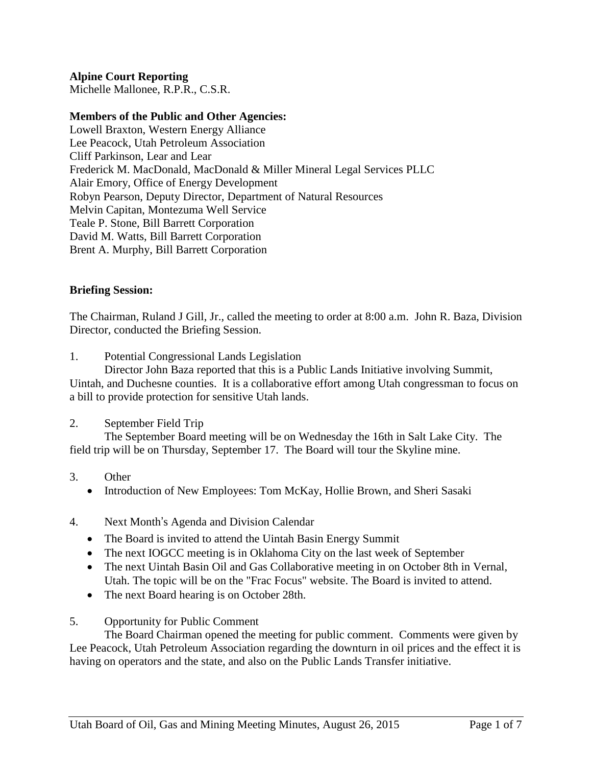**Alpine Court Reporting**
Michelle Mallonee, R.P.R., C.S.R.

**Members of the Public and Other Agencies:**
Lowell Braxton, Western Energy Alliance
Lee Peacock, Utah Petroleum Association
Cliff Parkinson, Lear and Lear
Frederick M. MacDonald, MacDonald & Miller Mineral Legal Services PLLC
Alair Emory, Office of Energy Development
Robyn Pearson, Deputy Director, Department of Natural Resources
Melvin Capitan, Montezuma Well Service
Teale P. Stone, Bill Barrett Corporation
David M. Watts, Bill Barrett Corporation
Brent A. Murphy, Bill Barrett Corporation

**Briefing Session:**

The Chairman, Ruland J Gill, Jr., called the meeting to order at 8:00 a.m. John R. Baza, Division Director, conducted the Briefing Session.

1. Potential Congressional Lands Legislation

   Director John Baza reported that this is a Public Lands Initiative involving Summit, Uintah, and Duchesne counties. It is a collaborative effort among Utah congressman to focus on a bill to provide protection for sensitive Utah lands.

2. September Field Trip

   The September Board meeting will be on Wednesday the 16th in Salt Lake City. The field trip will be on Thursday, September 17. The Board will tour the Skyline mine.

3. Other
   - Introduction of New Employees: Tom McKay, Hollie Brown, and Sheri Sasaki

4. Next Month's Agenda and Division Calendar
   - The Board is invited to attend the Uintah Basin Energy Summit
   - The next IOGCC meeting is in Oklahoma City on the last week of September
   - The next Uintah Basin Oil and Gas Collaborative meeting in on October 8th in Vernal, Utah. The topic will be on the "Frac Focus" website. The Board is invited to attend.
   - The next Board hearing is on October 28th.

5. Opportunity for Public Comment

   The Board Chairman opened the meeting for public comment. Comments were given by Lee Peacock, Utah Petroleum Association regarding the downturn in oil prices and the effect it is having on operators and the state, and also on the Public Lands Transfer initiative.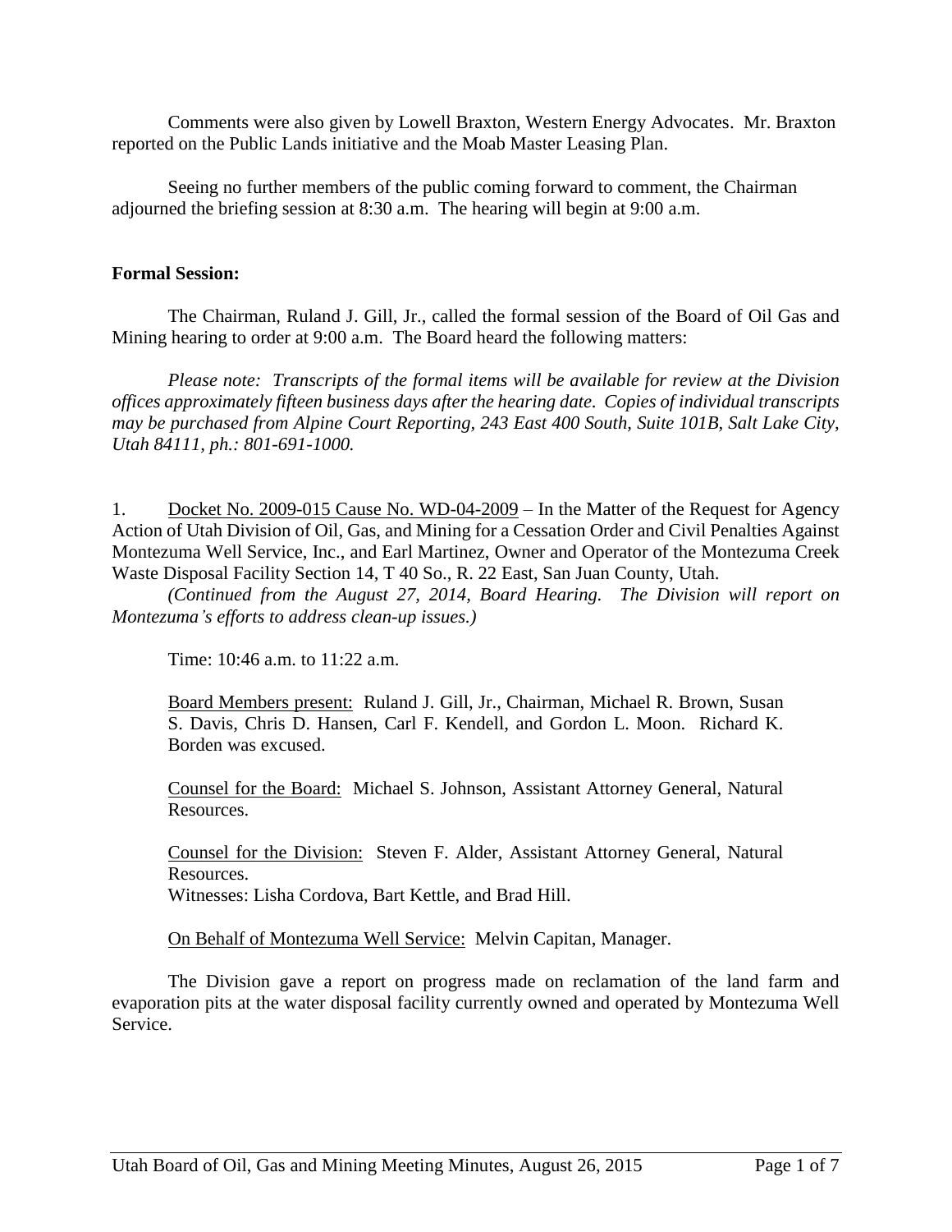Comments were also given by Lowell Braxton, Western Energy Advocates. Mr. Braxton reported on the Public Lands initiative and the Moab Master Leasing Plan.

Seeing no further members of the public coming forward to comment, the Chairman adjourned the briefing session at 8:30 a.m. The hearing will begin at 9:00 a.m.

**Formal Session:**

The Chairman, Ruland J. Gill, Jr., called the formal session of the Board of Oil Gas and Mining hearing to order at 9:00 a.m. The Board heard the following matters:

*Please note: Transcripts of the formal items will be available for review at the Division offices approximately fifteen business days after the hearing date. Copies of individual transcripts may be purchased from Alpine Court Reporting, 243 East 400 South, Suite 101B, Salt Lake City, Utah 84111, ph.: 801-691-1000.*

1. Docket No. 2009-015 Cause No. WD-04-2009 – In the Matter of the Request for Agency Action of Utah Division of Oil, Gas, and Mining for a Cessation Order and Civil Penalties Against Montezuma Well Service, Inc., and Earl Martinez, Owner and Operator of the Montezuma Creek Waste Disposal Facility Section 14, T 40 So., R. 22 East, San Juan County, Utah.

*(Continued from the August 27, 2014, Board Hearing. The Division will report on Montezuma's efforts to address clean-up issues.)*

Time: 10:46 a.m. to 11:22 a.m.

Board Members present: Ruland J. Gill, Jr., Chairman, Michael R. Brown, Susan S. Davis, Chris D. Hansen, Carl F. Kendell, and Gordon L. Moon. Richard K. Borden was excused.

Counsel for the Board: Michael S. Johnson, Assistant Attorney General, Natural Resources.

Counsel for the Division: Steven F. Alder, Assistant Attorney General, Natural Resources.
Witnesses: Lisha Cordova, Bart Kettle, and Brad Hill.

On Behalf of Montezuma Well Service: Melvin Capitan, Manager.

The Division gave a report on progress made on reclamation of the land farm and evaporation pits at the water disposal facility currently owned and operated by Montezuma Well Service.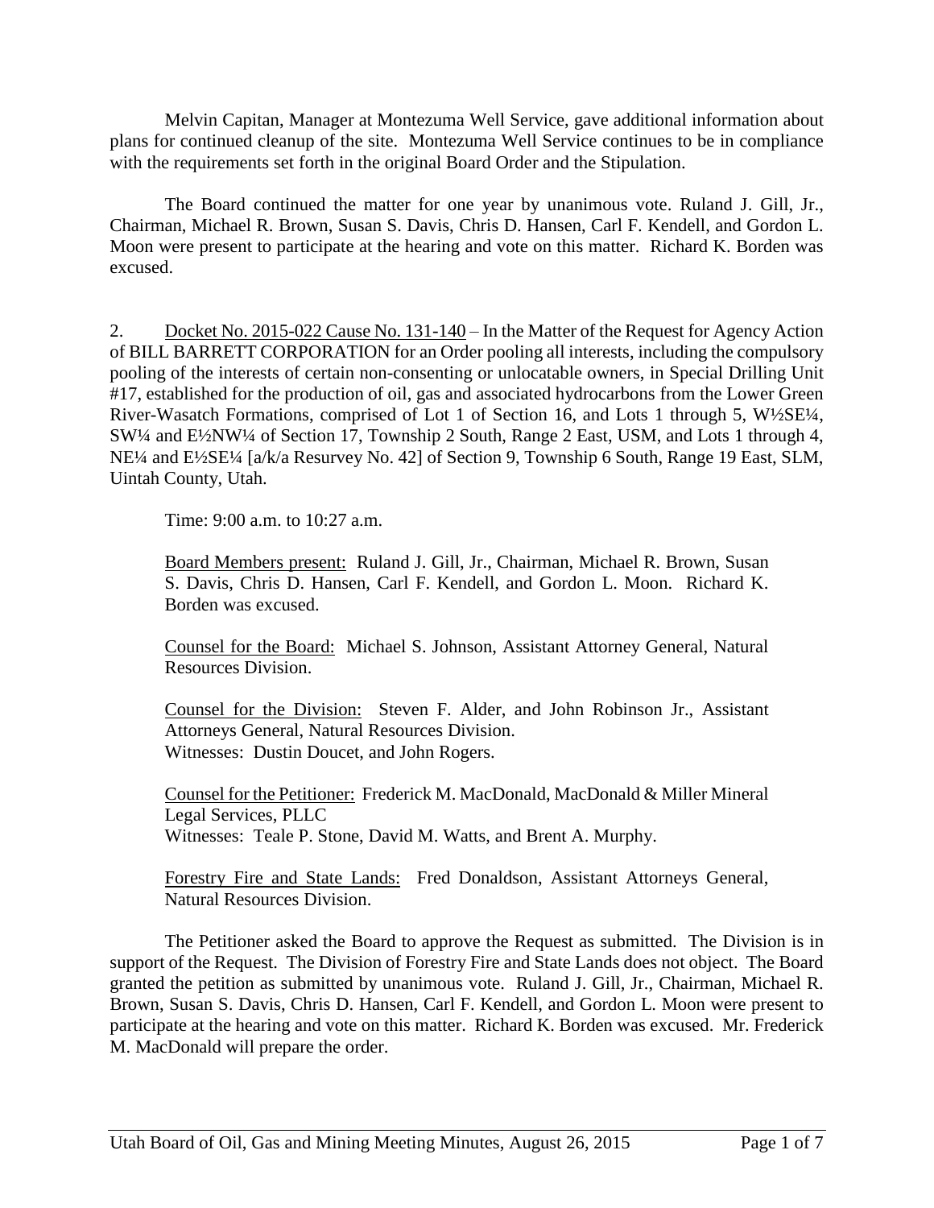Melvin Capitan, Manager at Montezuma Well Service, gave additional information about plans for continued cleanup of the site. Montezuma Well Service continues to be in compliance with the requirements set forth in the original Board Order and the Stipulation.

The Board continued the matter for one year by unanimous vote. Ruland J. Gill, Jr., Chairman, Michael R. Brown, Susan S. Davis, Chris D. Hansen, Carl F. Kendell, and Gordon L. Moon were present to participate at the hearing and vote on this matter. Richard K. Borden was excused.

2. Docket No. 2015-022 Cause No. 131-140 – In the Matter of the Request for Agency Action of BILL BARRETT CORPORATION for an Order pooling all interests, including the compulsory pooling of the interests of certain non-consenting or unlocatable owners, in Special Drilling Unit #17, established for the production of oil, gas and associated hydrocarbons from the Lower Green River-Wasatch Formations, comprised of Lot 1 of Section 16, and Lots 1 through 5, W½SE¼, SW¼ and E½NW¼ of Section 17, Township 2 South, Range 2 East, USM, and Lots 1 through 4, NE¼ and E½SE¼ [a/k/a Resurvey No. 42] of Section 9, Township 6 South, Range 19 East, SLM, Uintah County, Utah.

Time: 9:00 a.m. to 10:27 a.m.

Board Members present: Ruland J. Gill, Jr., Chairman, Michael R. Brown, Susan S. Davis, Chris D. Hansen, Carl F. Kendell, and Gordon L. Moon. Richard K. Borden was excused.

Counsel for the Board: Michael S. Johnson, Assistant Attorney General, Natural Resources Division.

Counsel for the Division: Steven F. Alder, and John Robinson Jr., Assistant Attorneys General, Natural Resources Division.
Witnesses: Dustin Doucet, and John Rogers.

Counsel for the Petitioner: Frederick M. MacDonald, MacDonald & Miller Mineral Legal Services, PLLC
Witnesses: Teale P. Stone, David M. Watts, and Brent A. Murphy.

Forestry Fire and State Lands: Fred Donaldson, Assistant Attorneys General, Natural Resources Division.

The Petitioner asked the Board to approve the Request as submitted. The Division is in support of the Request. The Division of Forestry Fire and State Lands does not object. The Board granted the petition as submitted by unanimous vote. Ruland J. Gill, Jr., Chairman, Michael R. Brown, Susan S. Davis, Chris D. Hansen, Carl F. Kendell, and Gordon L. Moon were present to participate at the hearing and vote on this matter. Richard K. Borden was excused. Mr. Frederick M. MacDonald will prepare the order.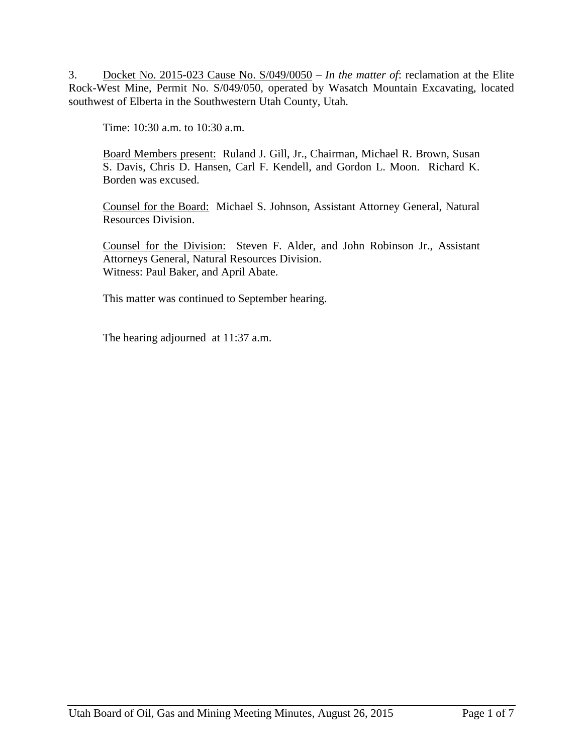3. Docket No. 2015-023 Cause No. S/049/0050 – *In the matter of*: reclamation at the Elite Rock-West Mine, Permit No. S/049/050, operated by Wasatch Mountain Excavating, located southwest of Elberta in the Southwestern Utah County, Utah.

Time: 10:30 a.m. to 10:30 a.m.

Board Members present: Ruland J. Gill, Jr., Chairman, Michael R. Brown, Susan S. Davis, Chris D. Hansen, Carl F. Kendell, and Gordon L. Moon. Richard K. Borden was excused.

Counsel for the Board: Michael S. Johnson, Assistant Attorney General, Natural Resources Division.

Counsel for the Division: Steven F. Alder, and John Robinson Jr., Assistant Attorneys General, Natural Resources Division.
Witness: Paul Baker, and April Abate.

This matter was continued to September hearing.

The hearing adjourned at 11:37 a.m.